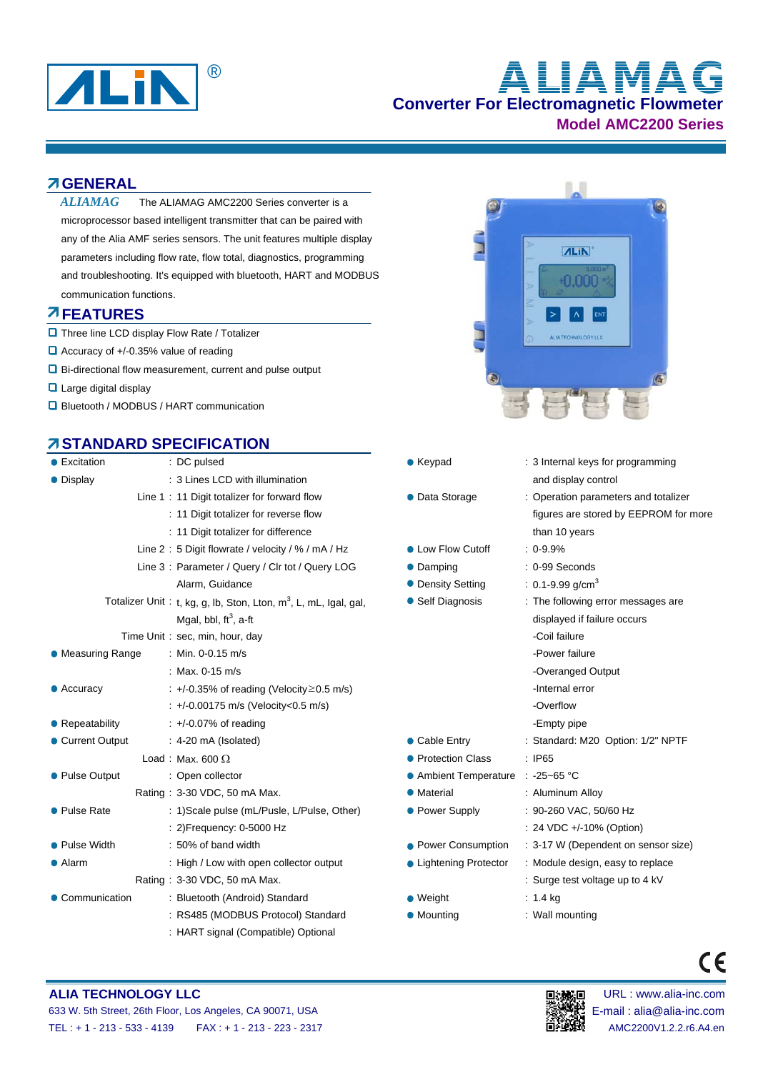ALIN®

# ALIAMAG

## Converter For Electromagnetic Flowmeter

### Model AMC2200 Series

## GENERAL

*ALIAMAG* The ALIAMAG AMC2200 Series converter is a microprocessor based intelligent transmitter that can be paired with any of the Alia AMF series sensors. The unit features multiple display parameters including flow rate, flow total, diagnostics, programming and troubleshooting. It's equipped with bluetooth, HART and MODBUS communication functions.

## FEATURES

- Three line LCD display Flow Rate / Totalizer
- Accuracy of +/-0.35% value of reading
- Bi-directional flow measurement, current and pulse output
- Large digital display
- Bluetooth / MODBUS / HART communication

## STANDARD SPECIFICATION

| | | |
|---|---|---|
| ● Excitation | | : DC pulsed |
| ● Display | | : 3 Lines LCD with illumination |
| | Line 1 | : 11 Digit totalizer for forward flow |
| | | : 11 Digit totalizer for reverse flow |
| | | : 11 Digit totalizer for difference |
| | Line 2 | : 5 Digit flowrate / velocity / % / mA / Hz |
| | Line 3 | : Parameter / Query / Clr tot / Query LOG Alarm, Guidance |
| | Totalizer Unit | : t, kg, g, lb, Ston, Lton, $m^3$, L, mL, Igal, gal, Mgal, bbl, $ft^3$, a-ft |
| | Time Unit | : sec, min, hour, day |
| ● Measuring Range | | : Min. 0-0.15 m/s |
| | | : Max. 0-15 m/s |
| ● Accuracy | | : +/-0.35% of reading (Velocity≧0.5 m/s) |
| | | : +/-0.00175 m/s (Velocity<0.5 m/s) |
| ● Repeatability | | : +/-0.07% of reading |
| ● Current Output | | : 4-20 mA (Isolated) |
| | Load | : Max. 600 Ω |
| ● Pulse Output | | : Open collector |
| | Rating | : 3-30 VDC, 50 mA Max. |
| ● Pulse Rate | | : 1)Scale pulse (mL/Pusle, L/Pulse, Other) |
| | | : 2)Frequency: 0-5000 Hz |
| ● Pulse Width | | : 50% of band width |
| ● Alarm | | : High / Low with open collector output |
| | Rating | : 3-30 VDC, 50 mA Max. |
| ● Communication | | : Bluetooth (Android) Standard |
| | | : RS485 (MODBUS Protocol) Standard |
| | | : HART signal (Compatible) Optional |

| | |
|---|---|
| ● Keypad | : 3 Internal keys for programming and display control |
| ● Data Storage | : Operation parameters and totalizer figures are stored by EEPROM for more than 10 years |
| ● Low Flow Cutoff | : 0-9.9% |
| ● Damping | : 0-99 Seconds |
| ● Density Setting | : 0.1-9.99 $g/cm^3$ |
| ● Self Diagnosis | : The following error messages are displayed if failure occurs<br>-Coil failure<br>-Power failure<br>-Overanged Output<br>-Internal error<br>-Overflow<br>-Empty pipe |
| ● Cable Entry | : Standard: M20 Option: 1/2" NPTF |
| ● Protection Class | : IP65 |
| ● Ambient Temperature | : -25~65 °C |
| ● Material | : Aluminum Alloy |
| ● Power Supply | : 90-260 VAC, 50/60 Hz |
| | : 24 VDC +/-10% (Option) |
| ● Power Consumption | : 3-17 W (Dependent on sensor size) |
| ● Lightening Protector | : Module design, easy to replace |
| | : Surge test voltage up to 4 kV |
| ● Weight | : 1.4 kg |
| ● Mounting | : Wall mounting |

CE

**ALIA TECHNOLOGY LLC**
633 W. 5th Street, 26th Floor, Los Angeles, CA 90071, USA
TEL : + 1 - 213 - 533 - 4139 FAX : + 1 - 213 - 223 - 2317

URL : www.alia-inc.com
E-mail : alia@alia-inc.com
AMC2200V1.2.2.r6.A4.en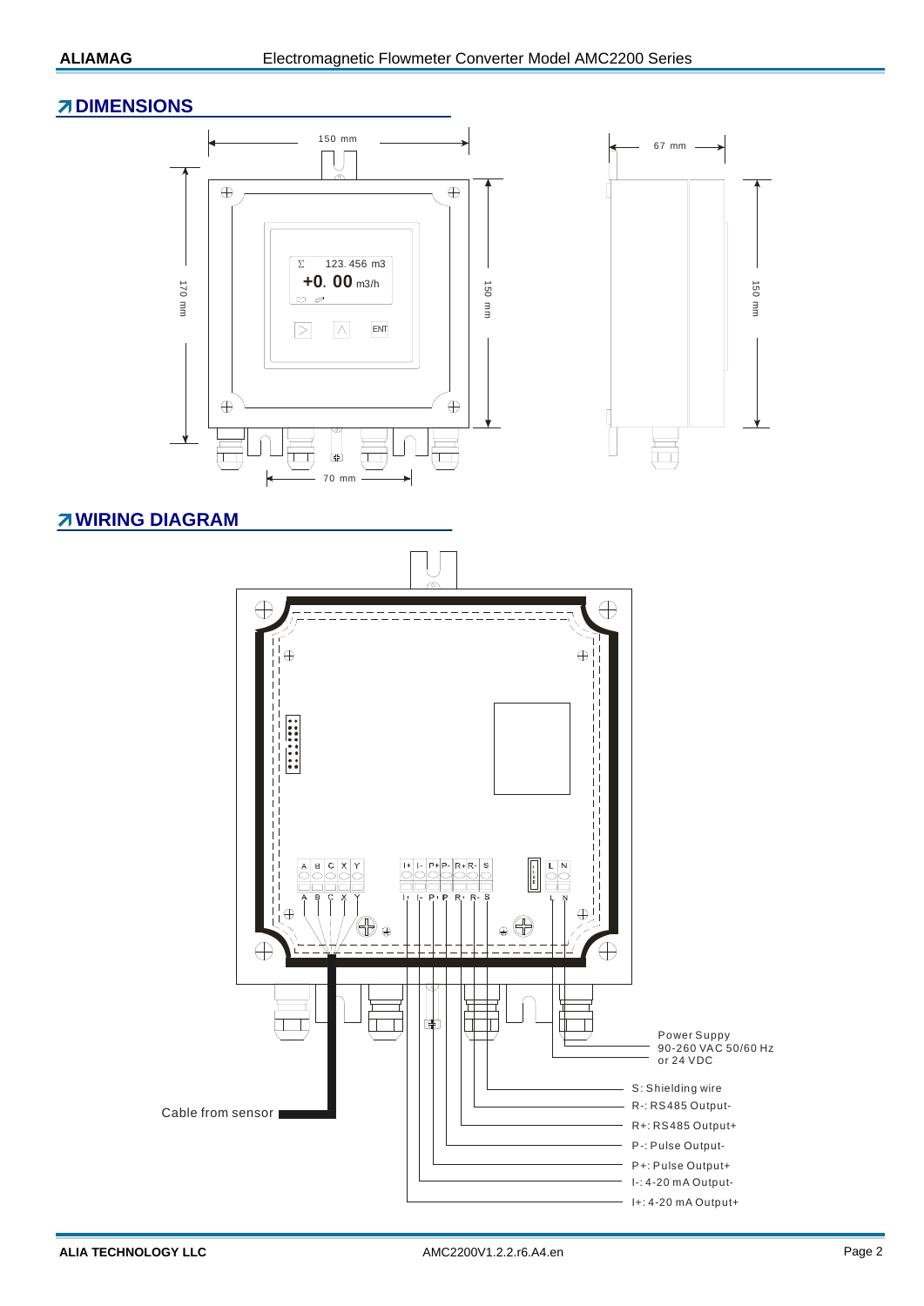## DIMENSIONS

150 mm

67 mm

170 mm

150 mm

150 mm

Σ 123. 456 m3

+0. 00 m3/h

ENT

70 mm

## WIRING DIAGRAM

A B C X Y

I+ I- P+ P- R+ R- S

L N

Power Suppy
90-260 VAC 50/60 Hz
or 24 VDC

S: Shielding wire

R-: RS485 Output-

R+: RS485 Output+

P-: Pulse Output-

P+: Pulse Output+

I-: 4-20 mA Output-

I+: 4-20 mA Output+

Cable from sensor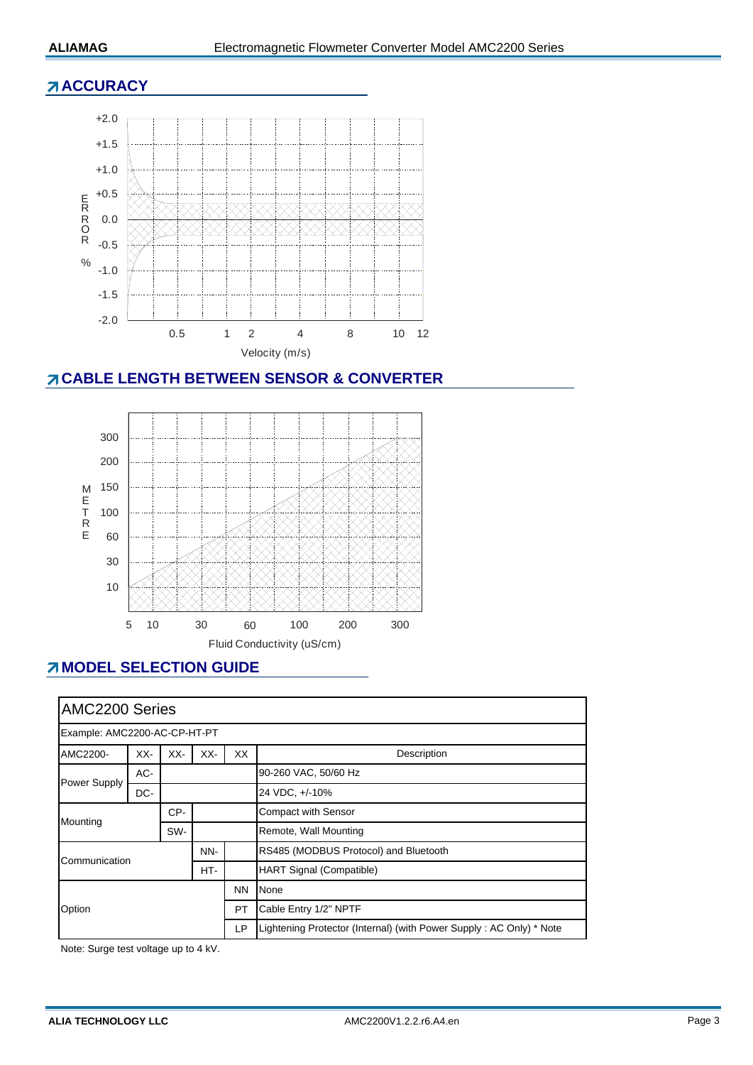## ACCURACY

ERROR %

+2.0
+1.5
+1.0
+0.5
0.0
-0.5
-1.0
-1.5
-2.0

0.5 1 2 4 8 10 12

Velocity (m/s)

## CABLE LENGTH BETWEEN SENSOR & CONVERTER

METRE

300
200
150
100
60
30
10

5 10 30 60 100 200 300

Fluid Conductivity (uS/cm)

## MODEL SELECTION GUIDE

| AMC2200 Series | | | | | |
|---|---|---|---|---|---|
| Example: AMC2200-AC-CP-HT-PT | | | | | |
| AMC2200- | XX- | XX- | XX- | XX | Description |
| Power Supply | AC- | | | | 90-260 VAC, 50/60 Hz |
| | DC- | | | | 24 VDC, +/-10% |
| Mounting | | CP- | | | Compact with Sensor |
| | | SW- | | | Remote, Wall Mounting |
| Communication | | | NN- | | RS485 (MODBUS Protocol) and Bluetooth |
| | | | HT- | | HART Signal (Compatible) |
| Option | | | | NN | None |
| | | | | PT | Cable Entry 1/2" NPTF |
| | | | | LP | Lightening Protector (Internal) (with Power Supply : AC Only) * Note |

Note: Surge test voltage up to 4 kV.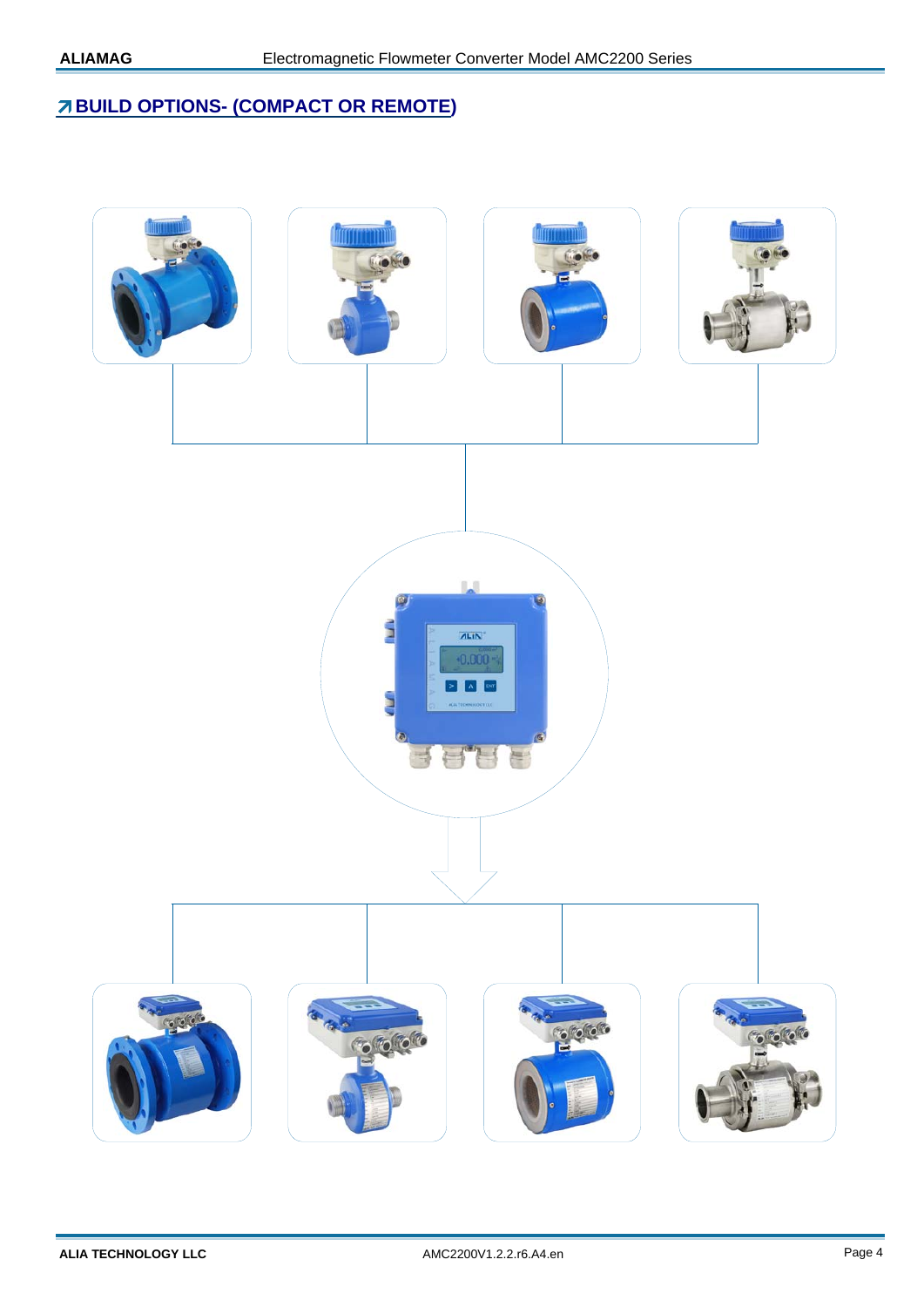## ↗BUILD OPTIONS- (COMPACT OR REMOTE)